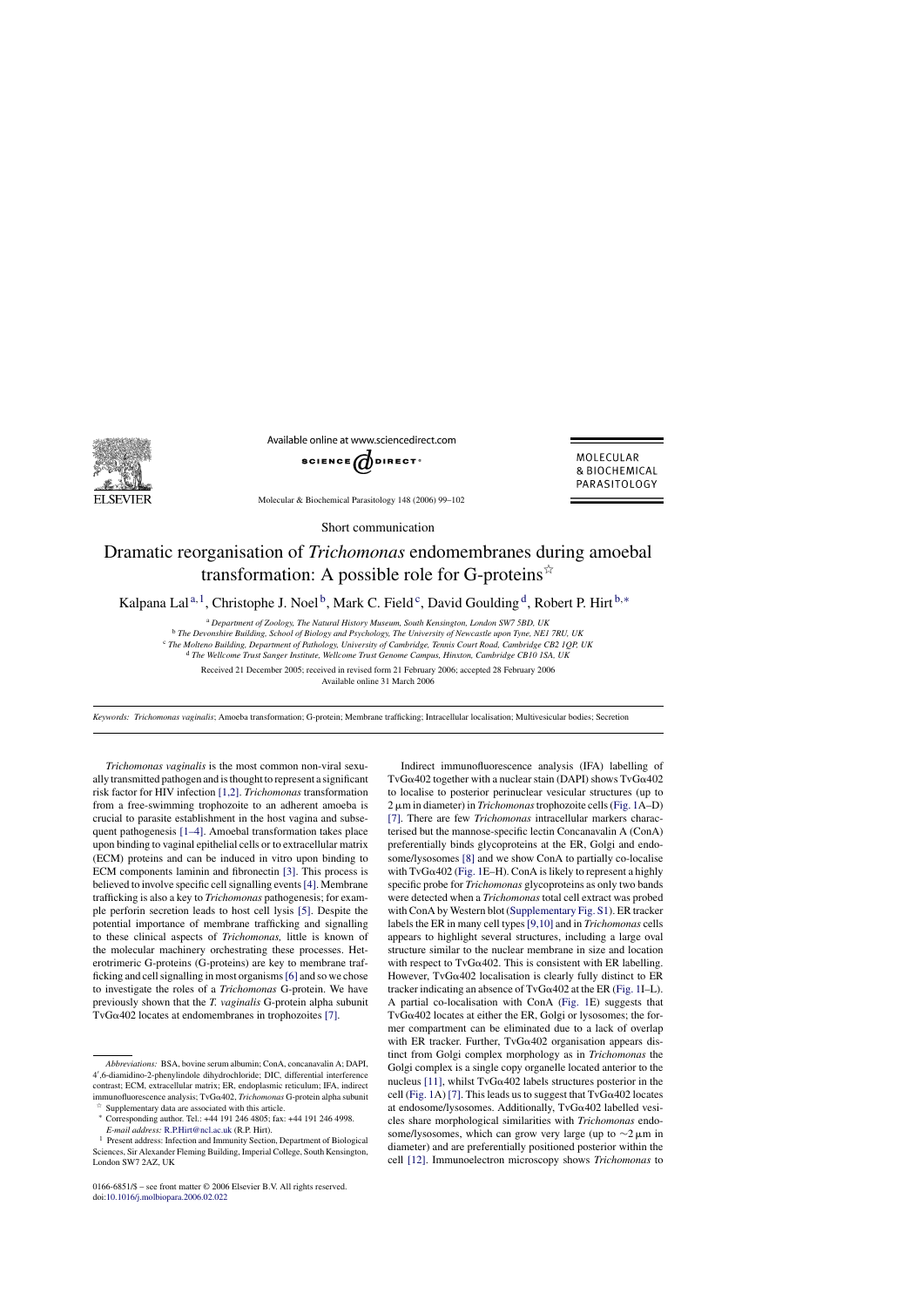Short communication

# Dramatic reorganisation of *Trichomonas* endomembranes during amoebal transformation: A possible role for G-proteins[☆]

Kalpana Lal[a,1], Christophe J. Noel[b], Mark C. Field[c], David Goulding[d], Robert P. Hirt[b,*]

[a] *Department of Zoology, The Natural History Museum, South Kensington, London SW7 5BD, UK*

[b] *The Devonshire Building, School of Biology and Psychology, The University of Newcastle upon Tyne, NE1 7RU, UK*

[c] *The Molteno Building, Department of Pathology, University of Cambridge, Tennis Court Road, Cambridge CB2 1QP, UK*

[d] *The Wellcome Trust Sanger Institute, Wellcome Trust Genome Campus, Hinxton, Cambridge CB10 1SA, UK*

Received 21 December 2005; received in revised form 21 February 2006; accepted 28 February 2006

Available online 31 March 2006

*Keywords:* *Trichomonas vaginalis*; Amoeba transformation; G-protein; Membrane trafficking; Intracellular localisation; Multivesicular bodies; Secretion

*Trichomonas vaginalis* is the most common non-viral sexually transmitted pathogen and is thought to represent a significant risk factor for HIV infection [1,2]. *Trichomonas* transformation from a free-swimming trophozoite to an adherent amoeba is crucial to parasite establishment in the host vagina and subsequent pathogenesis [1–4]. Amoebal transformation takes place upon binding to vaginal epithelial cells or to extracellular matrix (ECM) proteins and can be induced in vitro upon binding to ECM components laminin and fibronectin [3]. This process is believed to involve specific cell signalling events [4]. Membrane trafficking is also a key to *Trichomonas* pathogenesis; for example perforin secretion leads to host cell lysis [5]. Despite the potential importance of membrane trafficking and signalling to these clinical aspects of *Trichomonas,* little is known of the molecular machinery orchestrating these processes. Heterotrimeric G-proteins (G-proteins) are key to membrane trafficking and cell signalling in most organisms [6] and so we chose to investigate the roles of a *Trichomonas* G-protein. We have previously shown that the *T. vaginalis* G-protein alpha subunit TvGα402 locates at endomembranes in trophozoites [7].

Indirect immunofluorescence analysis (IFA) labelling of TvGα402 together with a nuclear stain (DAPI) shows TvGα402 to localise to posterior perinuclear vesicular structures (up to 2 μm in diameter) in *Trichomonas* trophozoite cells (Fig. 1A–D) [7]. There are few *Trichomonas* intracellular markers characterised but the mannose-specific lectin Concanavalin A (ConA) preferentially binds glycoproteins at the ER, Golgi and endosome/lysosomes [8] and we show ConA to partially co-localise with TvGα402 (Fig. 1E–H). ConA is likely to represent a highly specific probe for *Trichomonas* glycoproteins as only two bands were detected when a *Trichomonas* total cell extract was probed with ConA by Western blot (Supplementary Fig. S1). ER tracker labels the ER in many cell types [9,10] and in *Trichomonas* cells appears to highlight several structures, including a large oval structure similar to the nuclear membrane in size and location with respect to TvGα402. This is consistent with ER labelling. However, TvGα402 localisation is clearly fully distinct to ER tracker indicating an absence of TvGα402 at the ER (Fig. 1I–L). A partial co-localisation with ConA (Fig. 1E) suggests that TvGα402 locates at either the ER, Golgi or lysosomes; the former compartment can be eliminated due to a lack of overlap with ER tracker. Further, TvGα402 organisation appears distinct from Golgi complex morphology as in *Trichomonas* the Golgi complex is a single copy organelle located anterior to the nucleus [11], whilst TvGα402 labels structures posterior in the cell (Fig. 1A) [7]. This leads us to suggest that TvGα402 locates at endosome/lysosomes. Additionally, TvGα402 labelled vesicles share morphological similarities with *Trichomonas* endosome/lysosomes, which can grow very large (up to ∼2 μm in diameter) and are preferentially positioned posterior within the cell [12]. Immunoelectron microscopy shows *Trichomonas* to

---

*Abbreviations:* BSA, bovine serum albumin; ConA, concanavalin A; DAPI, 4′,6-diamidino-2-phenylindole dihydrochloride; DIC, differential interference contrast; ECM, extracellular matrix; ER, endoplasmic reticulum; IFA, indirect immunofluorescence analysis; TvGα402, *Trichomonas* G-protein alpha subunit

☆ Supplementary data are associated with this article.

\* Corresponding author. Tel.: +44 191 246 4805; fax: +44 191 246 4998. *E-mail address:* R.P.Hirt@ncl.ac.uk (R.P. Hirt).

1 Present address: Infection and Immunity Section, Department of Biological Sciences, Sir Alexander Fleming Building, Imperial College, South Kensington, London SW7 2AZ, UK

0166-6851/$ – see front matter © 2006 Elsevier B.V. All rights reserved.
doi:10.1016/j.molbiopara.2006.02.022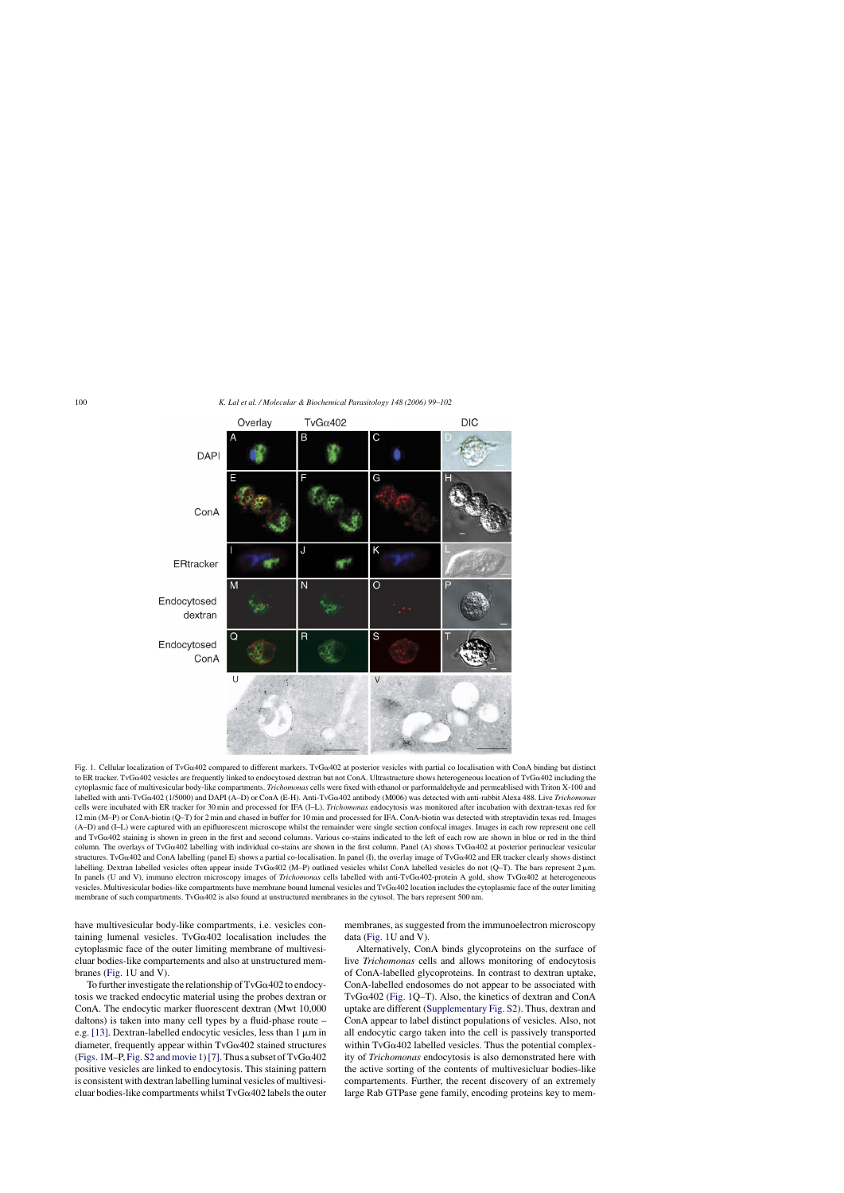Fig. 1. Cellular localization of TvGα402 compared to different markers. TvGα402 at posterior vesicles with partial co localisation with ConA binding but distinct to ER tracker. TvGα402 vesicles are frequently linked to endocytosed dextran but not ConA. Ultrastructure shows heterogeneous location of TvGα402 including the cytoplasmic face of multivesicular body-like compartments. *Trichomonas* cells were fixed with ethanol or parformaldehyde and permeablised with Triton X-100 and labelled with anti-TvGα402 (1/5000) and DAPI (A–D) or ConA (E-H). Anti-TvGα402 antibody (M006) was detected with anti-rabbit Alexa 488. Live *Trichomonas* cells were incubated with ER tracker for 30 min and processed for IFA (I–L). *Trichomonas* endocytosis was monitored after incubation with dextran-texas red for 12 min (M–P) or ConA-biotin (Q–T) for 2 min and chased in buffer for 10 min and processed for IFA. ConA-biotin was detected with streptavidin texas red. Images (A–D) and (I–L) were captured with an epifluorescent microscope whilst the remainder were single section confocal images. Images in each row represent one cell and TvGα402 staining is shown in green in the first and second columns. Various co-stains indicated to the left of each row are shown in blue or red in the third column. The overlays of TvGα402 labelling with individual co-stains are shown in the first column. Panel (A) shows TvGα402 at posterior perinuclear vesicular structures. TvGα402 and ConA labelling (panel E) shows a partial co-localisation. In panel (I), the overlay image of TvGα402 and ER tracker clearly shows distinct labelling. Dextran labelled vesicles often appear inside TvGα402 (M–P) outlined vesicles whilst ConA labelled vesicles do not (Q–T). The bars represent 2 μm. In panels (U and V), immuno electron microscopy images of *Trichomonas* cells labelled with anti-TvGα402-protein A gold, show TvGα402 at heterogeneous vesicles. Multivesicular bodies-like compartments have membrane bound lumenal vesicles and TvGα402 location includes the cytoplasmic face of the outer limiting membrane of such compartments. TvGα402 is also found at unstructured membranes in the cytosol. The bars represent 500 nm.

have multivesicular body-like compartments, i.e. vesicles containing lumenal vesicles. TvGα402 localisation includes the cytoplasmic face of the outer limiting membrane of multivesicular bodies-like compartements and also at unstructured membranes (Fig. 1U and V).

To further investigate the relationship of TvGα402 to endocytosis we tracked endocytic material using the probes dextran or ConA. The endocytic marker fluorescent dextran (Mwt 10,000 daltons) is taken into many cell types by a fluid-phase route – e.g. [13]. Dextran-labelled endocytic vesicles, less than 1 μm in diameter, frequently appear within TvGα402 stained structures (Figs. 1M–P, Fig. S2 and movie 1) [7]. Thus a subset of TvGα402 positive vesicles are linked to endocytosis. This staining pattern is consistent with dextran labelling luminal vesicles of multivesicular bodies-like compartments whilst TvGα402 labels the outer membranes, as suggested from the immunoelectron microscopy data (Fig. 1U and V).

Alternatively, ConA binds glycoproteins on the surface of live *Trichomonas* cells and allows monitoring of endocytosis of ConA-labelled glycoproteins. In contrast to dextran uptake, ConA-labelled endosomes do not appear to be associated with TvGα402 (Fig. 1Q–T). Also, the kinetics of dextran and ConA uptake are different (Supplementary Fig. S2). Thus, dextran and ConA appear to label distinct populations of vesicles. Also, not all endocytic cargo taken into the cell is passively transported within TvGα402 labelled vesicles. Thus the potential complexity of *Trichomonas* endocytosis is also demonstrated here with the active sorting of the contents of multivesicluar bodies-like compartements. Further, the recent discovery of an extremely large Rab GTPase gene family, encoding proteins key to mem-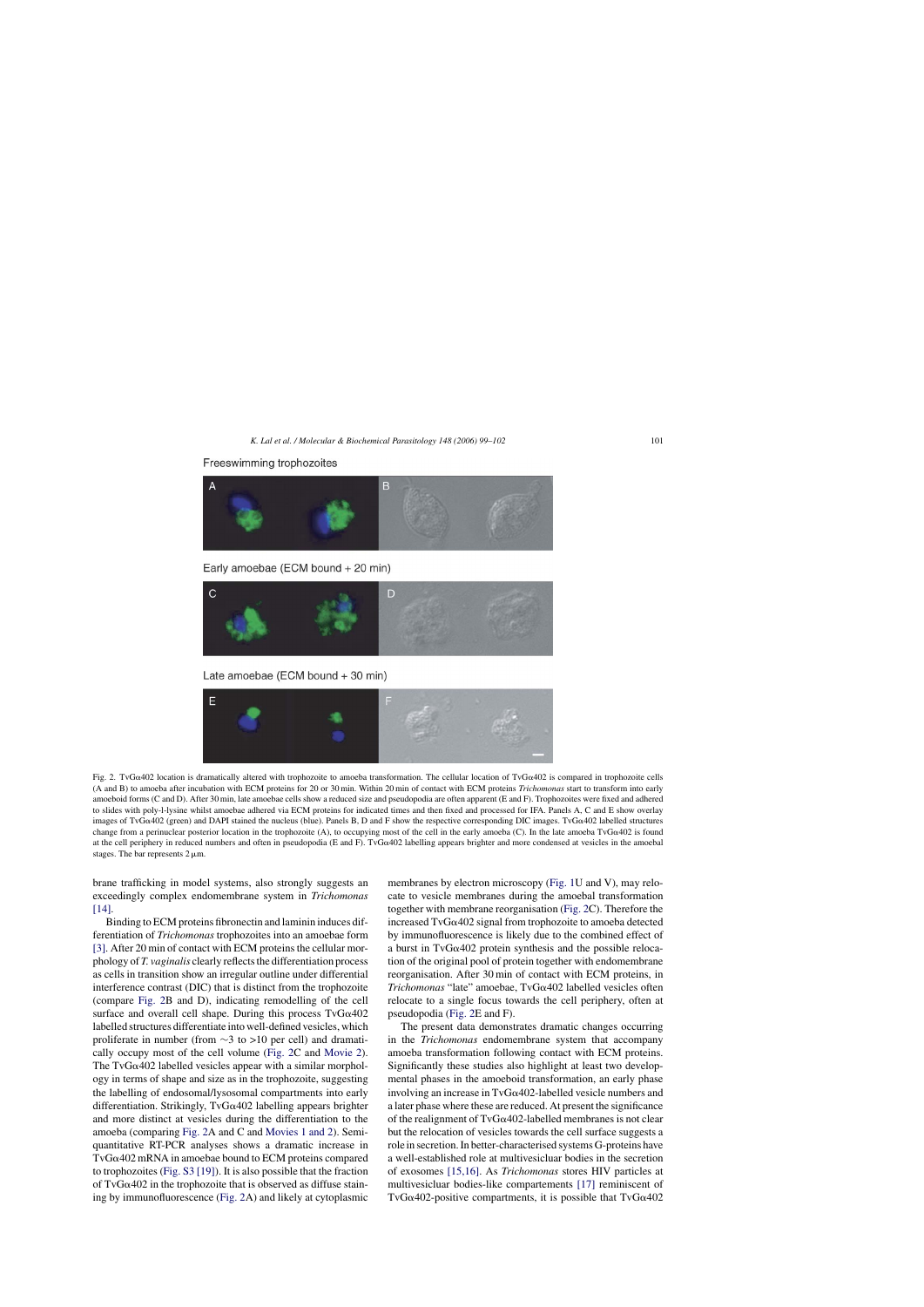Freeswimming trophozoites

Early amoebae (ECM bound + 20 min)

Late amoebae (ECM bound + 30 min)

Fig. 2. TvGα402 location is dramatically altered with trophozoite to amoeba transformation. The cellular location of TvGα402 is compared in trophozoite cells (A and B) to amoeba after incubation with ECM proteins for 20 or 30 min. Within 20 min of contact with ECM proteins *Trichomonas* start to transform into early amoeboid forms (C and D). After 30 min, late amoebae cells show a reduced size and pseudopodia are often apparent (E and F). Trophozoites were fixed and adhered to slides with poly-l-lysine whilst amoebae adhered via ECM proteins for indicated times and then fixed and processed for IFA. Panels A, C and E show overlay images of TvGα402 (green) and DAPI stained the nucleus (blue). Panels B, D and F show the respective corresponding DIC images. TvGα402 labelled structures change from a perinuclear posterior location in the trophozoite (A), to occupying most of the cell in the early amoeba (C). In the late amoeba TvGα402 is found at the cell periphery in reduced numbers and often in pseudopodia (E and F). TvGα402 labelling appears brighter and more condensed at vesicles in the amoebal stages. The bar represents 2 μm.

brane trafficking in model systems, also strongly suggests an exceedingly complex endomembrane system in *Trichomonas* [14].

Binding to ECM proteins fibronectin and laminin induces differentiation of *Trichomonas* trophozoites into an amoebae form [3]. After 20 min of contact with ECM proteins the cellular morphology of *T. vaginalis* clearly reflects the differentiation process as cells in transition show an irregular outline under differential interference contrast (DIC) that is distinct from the trophozoite (compare Fig. 2B and D), indicating remodelling of the cell surface and overall cell shape. During this process TvGα402 labelled structures differentiate into well-defined vesicles, which proliferate in number (from ∼3 to >10 per cell) and dramatically occupy most of the cell volume (Fig. 2C and Movie 2). The TvGα402 labelled vesicles appear with a similar morphology in terms of shape and size as in the trophozoite, suggesting the labelling of endosomal/lysosomal compartments into early differentiation. Strikingly, TvGα402 labelling appears brighter and more distinct at vesicles during the differentiation to the amoeba (comparing Fig. 2A and C and Movies 1 and 2). Semi-quantitative RT-PCR analyses shows a dramatic increase in TvGα402 mRNA in amoebae bound to ECM proteins compared to trophozoites (Fig. S3 [19]). It is also possible that the fraction of TvGα402 in the trophozoite that is observed as diffuse staining by immunofluorescence (Fig. 2A) and likely at cytoplasmic membranes by electron microscopy (Fig. 1U and V), may relocate to vesicle membranes during the amoebal transformation together with membrane reorganisation (Fig. 2C). Therefore the increased TvGα402 signal from trophozoite to amoeba detected by immunofluorescence is likely due to the combined effect of a burst in TvGα402 protein synthesis and the possible relocation of the original pool of protein together with endomembrane reorganisation. After 30 min of contact with ECM proteins, in *Trichomonas* "late" amoebae, TvGα402 labelled vesicles often relocate to a single focus towards the cell periphery, often at pseudopodia (Fig. 2E and F).

The present data demonstrates dramatic changes occurring in the *Trichomonas* endomembrane system that accompany amoeba transformation following contact with ECM proteins. Significantly these studies also highlight at least two developmental phases in the amoeboid transformation, an early phase involving an increase in TvGα402-labelled vesicle numbers and a later phase where these are reduced. At present the significance of the realignment of TvGα402-labelled membranes is not clear but the relocation of vesicles towards the cell surface suggests a role in secretion. In better-characterised systems G-proteins have a well-established role at multivesicluar bodies in the secretion of exosomes [15,16]. As *Trichomonas* stores HIV particles at multivesicular bodies-like compartements [17] reminiscent of TvGα402-positive compartments, it is possible that TvGα402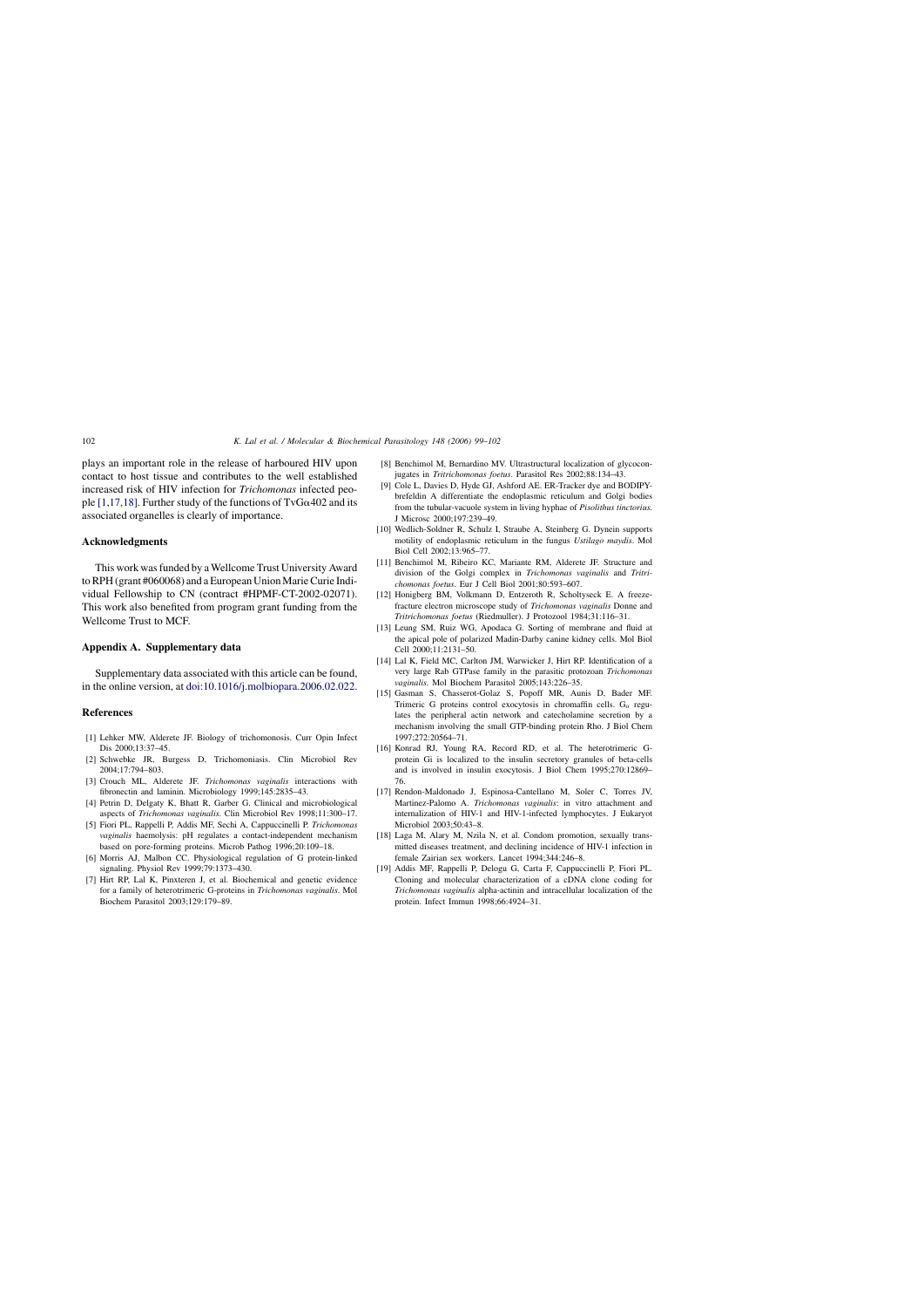plays an important role in the release of harboured HIV upon contact to host tissue and contributes to the well established increased risk of HIV infection for *Trichomonas* infected people [1,17,18]. Further study of the functions of TvG$\alpha$402 and its associated organelles is clearly of importance.

## Acknowledgments

This work was funded by a Wellcome Trust University Award to RPH (grant #060068) and a European Union Marie Curie Individual Fellowship to CN (contract #HPMF-CT-2002-02071). This work also benefited from program grant funding from the Wellcome Trust to MCF.

## Appendix A. Supplementary data

Supplementary data associated with this article can be found, in the online version, at doi:10.1016/j.molbiopara.2006.02.022.

## References

[1] Lehker MW, Alderete JF. Biology of trichomonosis. Curr Opin Infect Dis 2000;13:37–45.

[2] Schwebke JR, Burgess D. Trichomoniasis. Clin Microbiol Rev 2004;17:794–803.

[3] Crouch ML, Alderete JF. *Trichomonas vaginalis* interactions with fibronectin and laminin. Microbiology 1999;145:2835–43.

[4] Petrin D, Delgaty K, Bhatt R, Garber G. Clinical and microbiological aspects of *Trichomonas vaginalis*. Clin Microbiol Rev 1998;11:300–17.

[5] Fiori PL, Rappelli P, Addis MF, Sechi A, Cappuccinelli P. *Trichomonas vaginalis* haemolysis: pH regulates a contact-independent mechanism based on pore-forming proteins. Microb Pathog 1996;20:109–18.

[6] Morris AJ, Malbon CC. Physiological regulation of G protein-linked signaling. Physiol Rev 1999;79:1373–430.

[7] Hirt RP, Lal K, Pinxteren J, et al. Biochemical and genetic evidence for a family of heterotrimeric G-proteins in *Trichomonas vaginalis*. Mol Biochem Parasitol 2003;129:179–89.

[8] Benchimol M, Bernardino MV. Ultrastructural localization of glycoconjugates in *Tritrichomonas foetus*. Parasitol Res 2002;88:134–43.

[9] Cole L, Davies D, Hyde GJ, Ashford AE. ER-Tracker dye and BODIPY-brefeldin A differentiate the endoplasmic reticulum and Golgi bodies from the tubular-vacuole system in living hyphae of *Pisolithus tinctorius*. J Microsc 2000;197:239–49.

[10] Wedlich-Soldner R, Schulz I, Straube A, Steinberg G. Dynein supports motility of endoplasmic reticulum in the fungus *Ustilago maydis*. Mol Biol Cell 2002;13:965–77.

[11] Benchimol M, Ribeiro KC, Mariante RM, Alderete JF. Structure and division of the Golgi complex in *Trichomonas vaginalis* and *Tritrichomonas foetus*. Eur J Cell Biol 2001;80:593–607.

[12] Honigberg BM, Volkmann D, Entzeroth R, Scholtyseck E. A freeze-fracture electron microscope study of *Trichomonas vaginalis* Donne and *Tritrichomonas foetus* (Riedmuller). J Protozool 1984;31:116–31.

[13] Leung SM, Ruiz WG, Apodaca G. Sorting of membrane and fluid at the apical pole of polarized Madin-Darby canine kidney cells. Mol Biol Cell 2000;11:2131–50.

[14] Lal K, Field MC, Carlton JM, Warwicker J, Hirt RP. Identification of a very large Rab GTPase family in the parasitic protozoan *Trichomonas vaginalis*. Mol Biochem Parasitol 2005;143:226–35.

[15] Gasman S, Chasserot-Golaz S, Popoff MR, Aunis D, Bader MF. Trimeric G proteins control exocytosis in chromaffin cells. $G_o$ regulates the peripheral actin network and catecholamine secretion by a mechanism involving the small GTP-binding protein Rho. J Biol Chem 1997;272:20564–71.

[16] Konrad RJ, Young RA, Record RD, et al. The heterotrimeric G-protein Gi is localized to the insulin secretory granules of beta-cells and is involved in insulin exocytosis. J Biol Chem 1995;270:12869–76.

[17] Rendon-Maldonado J, Espinosa-Cantellano M, Soler C, Torres JV, Martinez-Palomo A. *Trichomonas vaginalis*: in vitro attachment and internalization of HIV-1 and HIV-1-infected lymphocytes. J Eukaryot Microbiol 2003;50:43–8.

[18] Laga M, Alary M, Nzila N, et al. Condom promotion, sexually transmitted diseases treatment, and declining incidence of HIV-1 infection in female Zairian sex workers. Lancet 1994;344:246–8.

[19] Addis MF, Rappelli P, Delogu G, Carta F, Cappuccinelli P, Fiori PL. Cloning and molecular characterization of a cDNA clone coding for *Trichomonas vaginalis* alpha-actinin and intracellular localization of the protein. Infect Immun 1998;66:4924–31.